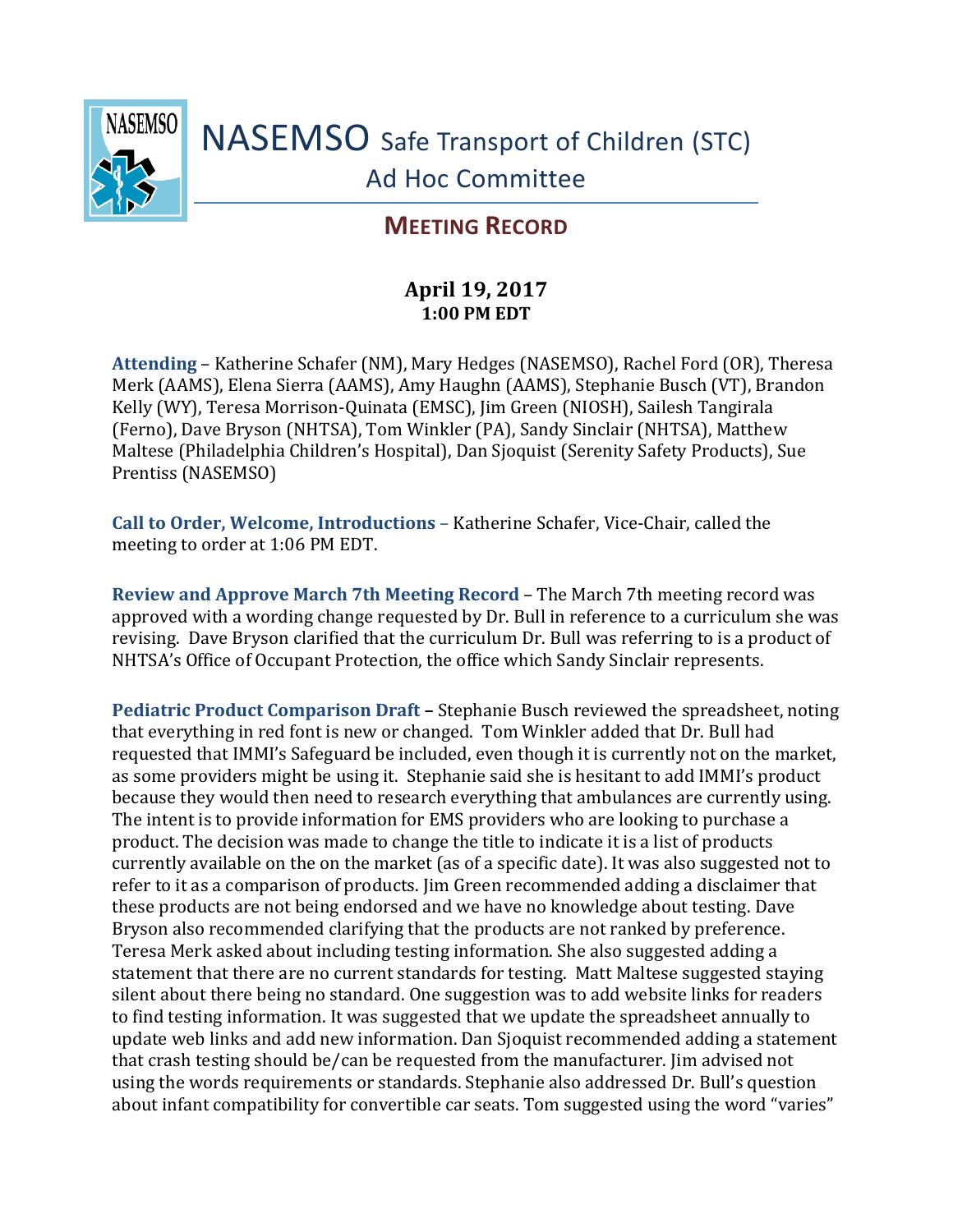# NASEMSO Safe Transport of Children (STC) Ad Hoc Committee

## MEETING RECORD

**April 19, 2017**
**1:00 PM EDT**

**Attending** – Katherine Schafer (NM), Mary Hedges (NASEMSO), Rachel Ford (OR), Theresa Merk (AAMS), Elena Sierra (AAMS), Amy Haughn (AAMS), Stephanie Busch (VT), Brandon Kelly (WY), Teresa Morrison-Quinata (EMSC), Jim Green (NIOSH), Sailesh Tangirala (Ferno), Dave Bryson (NHTSA), Tom Winkler (PA), Sandy Sinclair (NHTSA), Matthew Maltese (Philadelphia Children's Hospital), Dan Sjoquist (Serenity Safety Products), Sue Prentiss (NASEMSO)

**Call to Order, Welcome, Introductions** – Katherine Schafer, Vice-Chair, called the meeting to order at 1:06 PM EDT.

**Review and Approve March 7th Meeting Record** – The March 7th meeting record was approved with a wording change requested by Dr. Bull in reference to a curriculum she was revising. Dave Bryson clarified that the curriculum Dr. Bull was referring to is a product of NHTSA's Office of Occupant Protection, the office which Sandy Sinclair represents.

**Pediatric Product Comparison Draft** – Stephanie Busch reviewed the spreadsheet, noting that everything in red font is new or changed. Tom Winkler added that Dr. Bull had requested that IMMI's Safeguard be included, even though it is currently not on the market, as some providers might be using it. Stephanie said she is hesitant to add IMMI's product because they would then need to research everything that ambulances are currently using. The intent is to provide information for EMS providers who are looking to purchase a product. The decision was made to change the title to indicate it is a list of products currently available on the on the market (as of a specific date). It was also suggested not to refer to it as a comparison of products. Jim Green recommended adding a disclaimer that these products are not being endorsed and we have no knowledge about testing. Dave Bryson also recommended clarifying that the products are not ranked by preference. Teresa Merk asked about including testing information. She also suggested adding a statement that there are no current standards for testing. Matt Maltese suggested staying silent about there being no standard. One suggestion was to add website links for readers to find testing information. It was suggested that we update the spreadsheet annually to update web links and add new information. Dan Sjoquist recommended adding a statement that crash testing should be/can be requested from the manufacturer. Jim advised not using the words requirements or standards. Stephanie also addressed Dr. Bull's question about infant compatibility for convertible car seats. Tom suggested using the word "varies"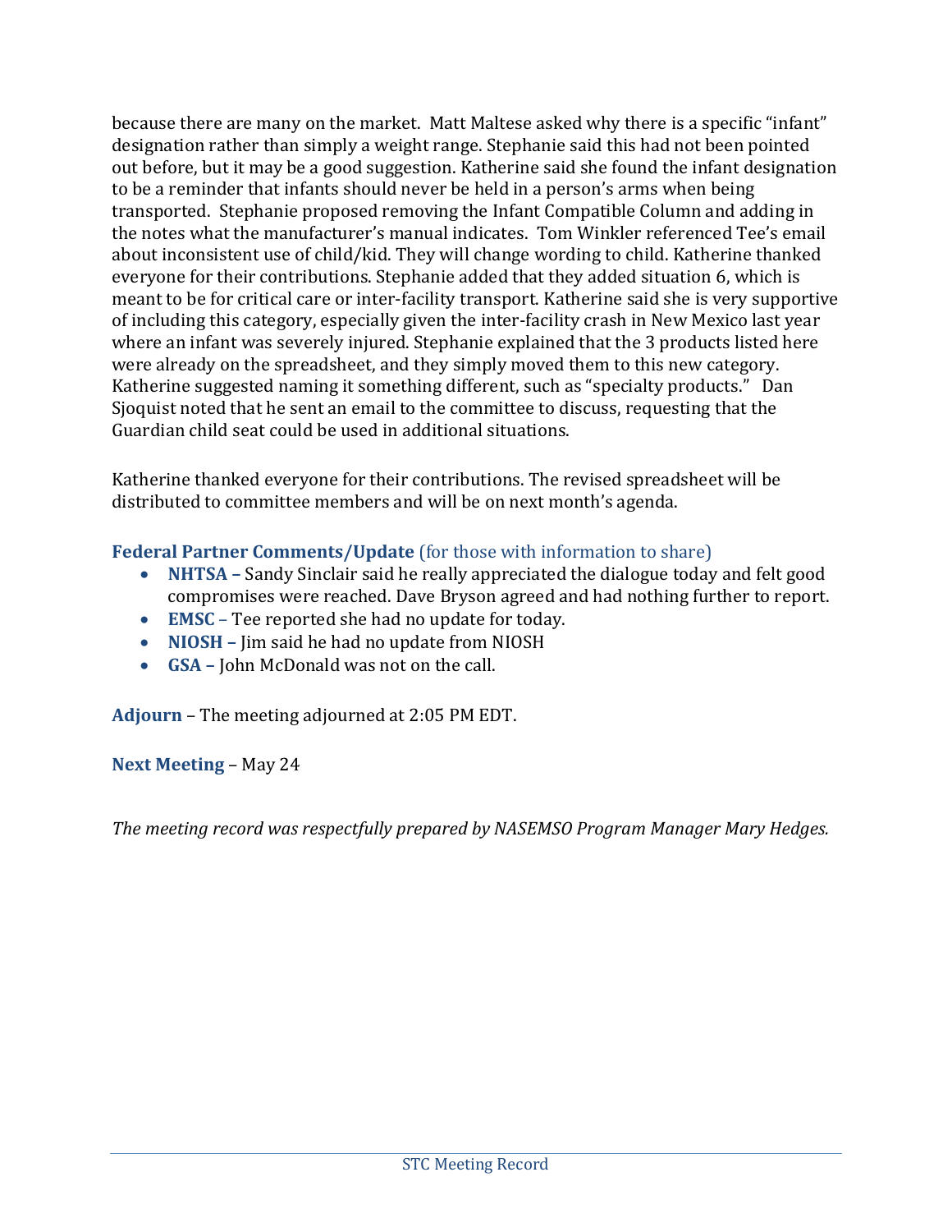because there are many on the market. Matt Maltese asked why there is a specific "infant" designation rather than simply a weight range. Stephanie said this had not been pointed out before, but it may be a good suggestion. Katherine said she found the infant designation to be a reminder that infants should never be held in a person's arms when being transported. Stephanie proposed removing the Infant Compatible Column and adding in the notes what the manufacturer's manual indicates. Tom Winkler referenced Tee's email about inconsistent use of child/kid. They will change wording to child. Katherine thanked everyone for their contributions. Stephanie added that they added situation 6, which is meant to be for critical care or inter-facility transport. Katherine said she is very supportive of including this category, especially given the inter-facility crash in New Mexico last year where an infant was severely injured. Stephanie explained that the 3 products listed here were already on the spreadsheet, and they simply moved them to this new category. Katherine suggested naming it something different, such as "specialty products." Dan Sjoquist noted that he sent an email to the committee to discuss, requesting that the Guardian child seat could be used in additional situations.

Katherine thanked everyone for their contributions. The revised spreadsheet will be distributed to committee members and will be on next month's agenda.

**Federal Partner Comments/Update** (for those with information to share)

- **NHTSA –** Sandy Sinclair said he really appreciated the dialogue today and felt good compromises were reached. Dave Bryson agreed and had nothing further to report.
- **EMSC –** Tee reported she had no update for today.
- **NIOSH –** Jim said he had no update from NIOSH
- **GSA –** John McDonald was not on the call.

**Adjourn** – The meeting adjourned at 2:05 PM EDT.

**Next Meeting** – May 24

*The meeting record was respectfully prepared by NASEMSO Program Manager Mary Hedges.*